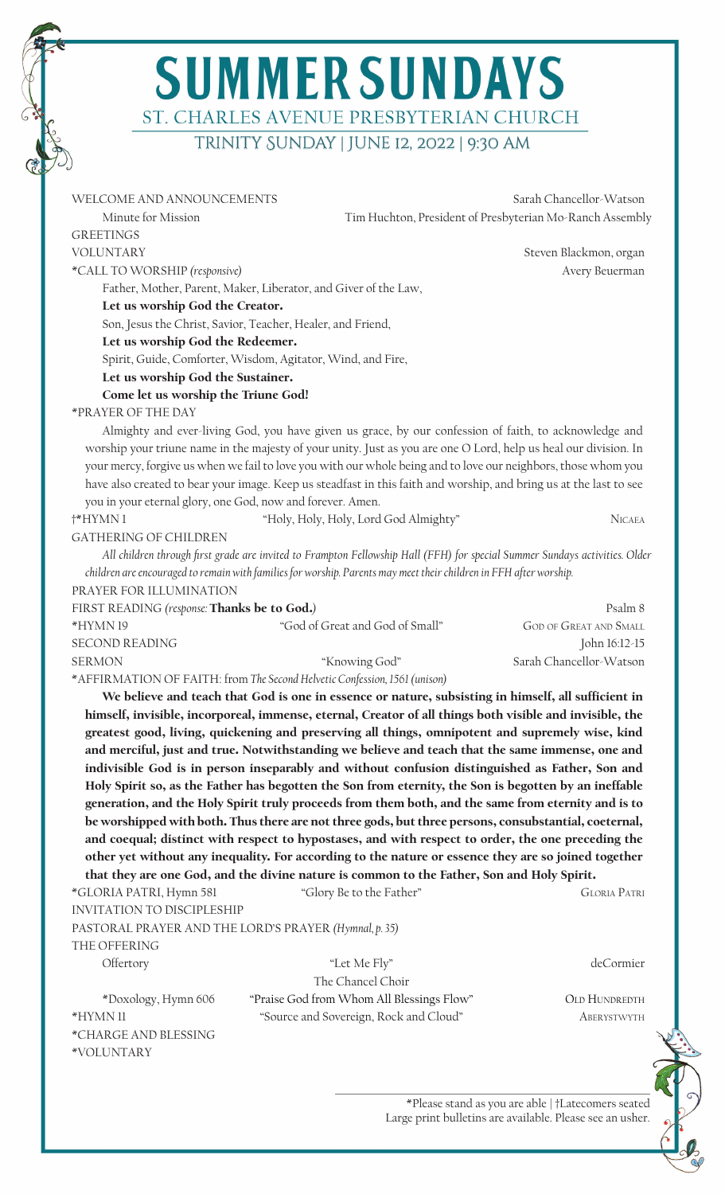# SUMMER SUNDAYS

## ST. CHARLES AVENUE PRESBYTERIAN CHURCH

### TRINITY SUNDAY | JUNE 12, 2022 | 9:30 AM

WELCOME AND ANNOUNCEMENTS — Sarah Chancellor-Watson

Minute for Mission — Tim Huchton, President of Presbyterian Mo-Ranch Assembly

GREETINGS

VOLUNTARY — Steven Blackmon, organ

*CALL TO WORSHIP *(responsive)* — Avery Beuerman

Father, Mother, Parent, Maker, Liberator, and Giver of the Law,
**Let us worship God the Creator.**
Son, Jesus the Christ, Savior, Teacher, Healer, and Friend,
**Let us worship God the Redeemer.**
Spirit, Guide, Comforter, Wisdom, Agitator, Wind, and Fire,
**Let us worship God the Sustainer.**
**Come let us worship the Triune God!**

*PRAYER OF THE DAY

Almighty and ever-living God, you have given us grace, by our confession of faith, to acknowledge and worship your triune name in the majesty of your unity. Just as you are one O Lord, help us heal our division. In your mercy, forgive us when we fail to love you with our whole being and to love our neighbors, those whom you have also created to bear your image. Keep us steadfast in this faith and worship, and bring us at the last to see you in your eternal glory, one God, now and forever. Amen.

†*HYMN 1 — "Holy, Holy, Holy, Lord God Almighty" — NICAEA

GATHERING OF CHILDREN

*All children through first grade are invited to Frampton Fellowship Hall (FFH) for special Summer Sundays activities. Older children are encouraged to remain with families for worship. Parents may meet their children in FFH after worship.*

PRAYER FOR ILLUMINATION

FIRST READING *(response:* **Thanks be to God.***)* — Psalm 8

*HYMN 19 — "God of Great and God of Small" — GOD OF GREAT AND SMALL

SECOND READING — John 16:12-15

SERMON — "Knowing God" — Sarah Chancellor-Watson

*AFFIRMATION OF FAITH: from *The Second Helvetic Confession, 1561 (unison)*

**We believe and teach that God is one in essence or nature, subsisting in himself, all sufficient in himself, invisible, incorporeal, immense, eternal, Creator of all things both visible and invisible, the greatest good, living, quickening and preserving all things, omnipotent and supremely wise, kind and merciful, just and true. Notwithstanding we believe and teach that the same immense, one and indivisible God is in person inseparably and without confusion distinguished as Father, Son and Holy Spirit so, as the Father has begotten the Son from eternity, the Son is begotten by an ineffable generation, and the Holy Spirit truly proceeds from them both, and the same from eternity and is to be worshipped with both. Thus there are not three gods, but three persons, consubstantial, coeternal, and coequal; distinct with respect to hypostases, and with respect to order, the one preceding the other yet without any inequality. For according to the nature or essence they are so joined together that they are one God, and the divine nature is common to the Father, Son and Holy Spirit.**

*GLORIA PATRI, Hymn 581 — "Glory Be to the Father" — GLORIA PATRI

INVITATION TO DISCIPLESHIP

PASTORAL PRAYER AND THE LORD'S PRAYER *(Hymnal, p. 35)*

THE OFFERING

Offertory — "Let Me Fly" — deCormier
The Chancel Choir

*Doxology, Hymn 606 — "Praise God from Whom All Blessings Flow" — OLD HUNDREDTH

*HYMN 11 — "Source and Sovereign, Rock and Cloud" — ABERYSTWYTH

*CHARGE AND BLESSING

*VOLUNTARY

---

*Please stand as you are able | †Latecomers seated
Large print bulletins are available. Please see an usher.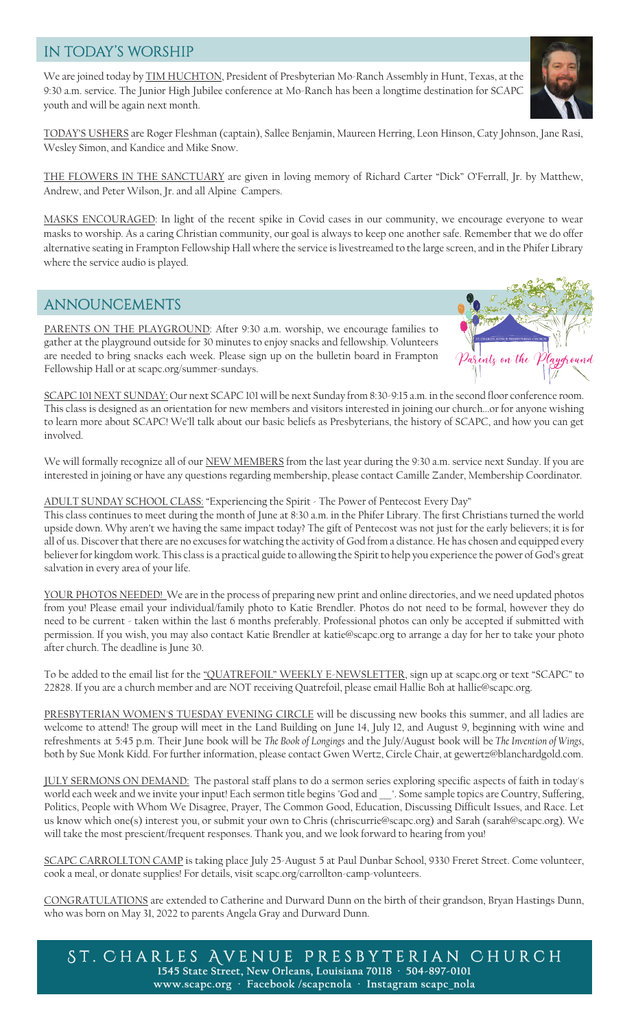## IN TODAY'S WORSHIP

We are joined today by TIM HUCHTON, President of Presbyterian Mo-Ranch Assembly in Hunt, Texas, at the 9:30 a.m. service. The Junior High Jubilee conference at Mo-Ranch has been a longtime destination for SCAPC youth and will be again next month.

TODAY'S USHERS are Roger Fleshman (captain), Sallee Benjamin, Maureen Herring, Leon Hinson, Caty Johnson, Jane Rasi, Wesley Simon, and Kandice and Mike Snow.

THE FLOWERS IN THE SANCTUARY are given in loving memory of Richard Carter "Dick" O'Ferrall, Jr. by Matthew, Andrew, and Peter Wilson, Jr. and all Alpine Campers.

MASKS ENCOURAGED: In light of the recent spike in Covid cases in our community, we encourage everyone to wear masks to worship. As a caring Christian community, our goal is always to keep one another safe. Remember that we do offer alternative seating in Frampton Fellowship Hall where the service is livestreamed to the large screen, and in the Phifer Library where the service audio is played.

## ANNOUNCEMENTS

PARENTS ON THE PLAYGROUND: After 9:30 a.m. worship, we encourage families to gather at the playground outside for 30 minutes to enjoy snacks and fellowship. Volunteers are needed to bring snacks each week. Please sign up on the bulletin board in Frampton Fellowship Hall or at scapc.org/summer-sundays.

SCAPC 101 NEXT SUNDAY: Our next SCAPC 101 will be next Sunday from 8:30-9:15 a.m. in the second floor conference room. This class is designed as an orientation for new members and visitors interested in joining our church...or for anyone wishing to learn more about SCAPC! We'll talk about our basic beliefs as Presbyterians, the history of SCAPC, and how you can get involved.

We will formally recognize all of our NEW MEMBERS from the last year during the 9:30 a.m. service next Sunday. If you are interested in joining or have any questions regarding membership, please contact Camille Zander, Membership Coordinator.

ADULT SUNDAY SCHOOL CLASS: "Experiencing the Spirit - The Power of Pentecost Every Day"
This class continues to meet during the month of June at 8:30 a.m. in the Phifer Library. The first Christians turned the world upside down. Why aren't we having the same impact today? The gift of Pentecost was not just for the early believers; it is for all of us. Discover that there are no excuses for watching the activity of God from a distance. He has chosen and equipped every believer for kingdom work. This class is a practical guide to allowing the Spirit to help you experience the power of God's great salvation in every area of your life.

YOUR PHOTOS NEEDED! We are in the process of preparing new print and online directories, and we need updated photos from you! Please email your individual/family photo to Katie Brendler. Photos do not need to be formal, however they do need to be current - taken within the last 6 months preferably. Professional photos can only be accepted if submitted with permission. If you wish, you may also contact Katie Brendler at katie@scapc.org to arrange a day for her to take your photo after church. The deadline is June 30.

To be added to the email list for the "QUATREFOIL" WEEKLY E-NEWSLETTER, sign up at scapc.org or text "SCAPC" to 22828. If you are a church member and are NOT receiving Quatrefoil, please email Hallie Boh at hallie@scapc.org.

PRESBYTERIAN WOMEN'S TUESDAY EVENING CIRCLE will be discussing new books this summer, and all ladies are welcome to attend! The group will meet in the Land Building on June 14, July 12, and August 9, beginning with wine and refreshments at 5:45 p.m. Their June book will be *The Book of Longings* and the July/August book will be *The Invention of Wings*, both by Sue Monk Kidd. For further information, please contact Gwen Wertz, Circle Chair, at gewertz@blanchardgold.com.

JULY SERMONS ON DEMAND: The pastoral staff plans to do a sermon series exploring specific aspects of faith in today's world each week and we invite your input! Each sermon title begins "God and ___". Some sample topics are Country, Suffering, Politics, People with Whom We Disagree, Prayer, The Common Good, Education, Discussing Difficult Issues, and Race. Let us know which one(s) interest you, or submit your own to Chris (chriscurrie@scapc.org) and Sarah (sarah@scapc.org). We will take the most prescient/frequent responses. Thank you, and we look forward to hearing from you!

SCAPC CARROLLTON CAMP is taking place July 25-August 5 at Paul Dunbar School, 9330 Freret Street. Come volunteer, cook a meal, or donate supplies! For details, visit scapc.org/carrollton-camp-volunteers.

CONGRATULATIONS are extended to Catherine and Durward Dunn on the birth of their grandson, Bryan Hastings Dunn, who was born on May 31, 2022 to parents Angela Gray and Durward Dunn.

**ST. CHARLES AVENUE PRESBYTERIAN CHURCH**
**1545 State Street, New Orleans, Louisiana 70118 · 504-897-0101**
**www.scapc.org · Facebook /scapcnola · Instagram scapc_nola**